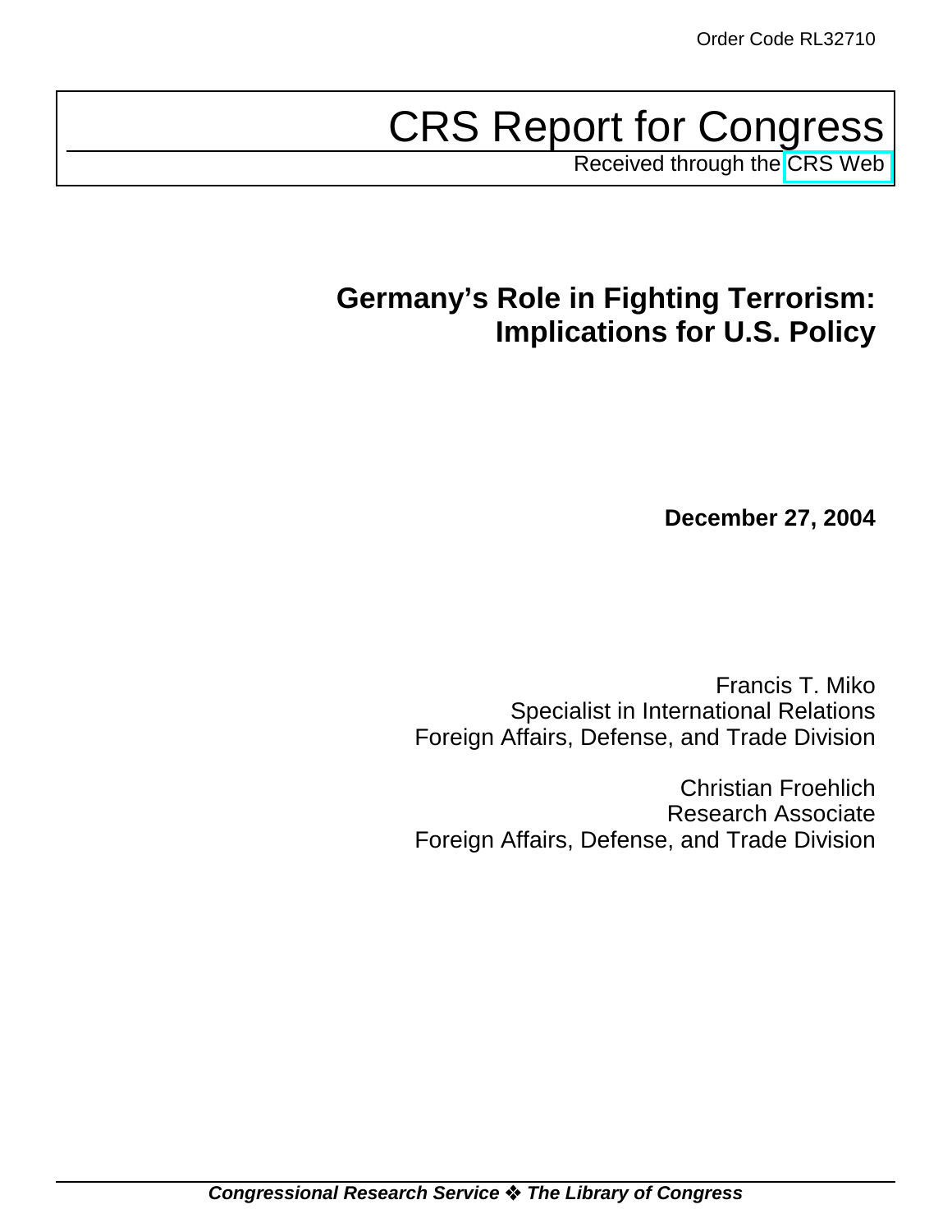Order Code RL32710

# CRS Report for Congress

Received through the CRS Web

## Germany's Role in Fighting Terrorism: Implications for U.S. Policy

**December 27, 2004**

Francis T. Miko
Specialist in International Relations
Foreign Affairs, Defense, and Trade Division

Christian Froehlich
Research Associate
Foreign Affairs, Defense, and Trade Division

***Congressional Research Service ❖ The Library of Congress***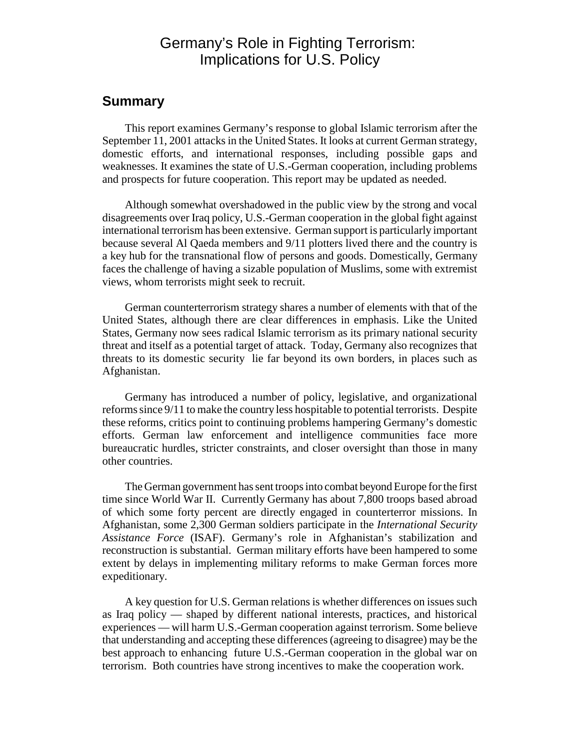# Germany's Role in Fighting Terrorism: Implications for U.S. Policy

## Summary

This report examines Germany's response to global Islamic terrorism after the September 11, 2001 attacks in the United States. It looks at current German strategy, domestic efforts, and international responses, including possible gaps and weaknesses. It examines the state of U.S.-German cooperation, including problems and prospects for future cooperation. This report may be updated as needed.

Although somewhat overshadowed in the public view by the strong and vocal disagreements over Iraq policy, U.S.-German cooperation in the global fight against international terrorism has been extensive. German support is particularly important because several Al Qaeda members and 9/11 plotters lived there and the country is a key hub for the transnational flow of persons and goods. Domestically, Germany faces the challenge of having a sizable population of Muslims, some with extremist views, whom terrorists might seek to recruit.

German counterterrorism strategy shares a number of elements with that of the United States, although there are clear differences in emphasis. Like the United States, Germany now sees radical Islamic terrorism as its primary national security threat and itself as a potential target of attack. Today, Germany also recognizes that threats to its domestic security lie far beyond its own borders, in places such as Afghanistan.

Germany has introduced a number of policy, legislative, and organizational reforms since 9/11 to make the country less hospitable to potential terrorists. Despite these reforms, critics point to continuing problems hampering Germany's domestic efforts. German law enforcement and intelligence communities face more bureaucratic hurdles, stricter constraints, and closer oversight than those in many other countries.

The German government has sent troops into combat beyond Europe for the first time since World War II. Currently Germany has about 7,800 troops based abroad of which some forty percent are directly engaged in counterterror missions. In Afghanistan, some 2,300 German soldiers participate in the *International Security Assistance Force* (ISAF). Germany's role in Afghanistan's stabilization and reconstruction is substantial. German military efforts have been hampered to some extent by delays in implementing military reforms to make German forces more expeditionary.

A key question for U.S. German relations is whether differences on issues such as Iraq policy — shaped by different national interests, practices, and historical experiences — will harm U.S.-German cooperation against terrorism. Some believe that understanding and accepting these differences (agreeing to disagree) may be the best approach to enhancing future U.S.-German cooperation in the global war on terrorism. Both countries have strong incentives to make the cooperation work.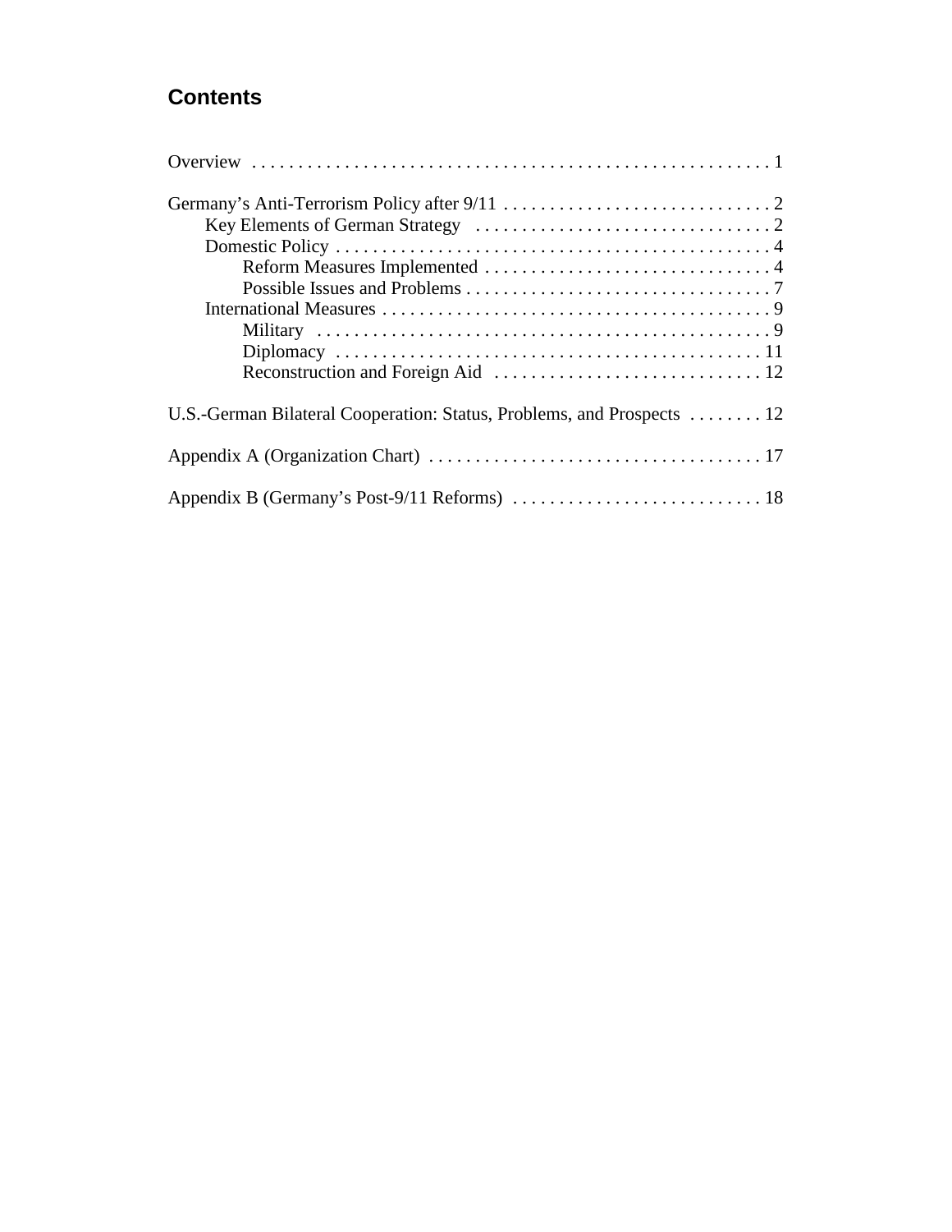## Contents

Overview . . . . . . . . . . . . . . . . . . . . . . . . . . . . . . . . . . . . . . . . . . . . . . . . . . . . . . . 1

Germany's Anti-Terrorism Policy after 9/11 . . . . . . . . . . . . . . . . . . . . . . . . . . . . . 2
- Key Elements of German Strategy . . . . . . . . . . . . . . . . . . . . . . . . . . . . . . . . 2
- Domestic Policy . . . . . . . . . . . . . . . . . . . . . . . . . . . . . . . . . . . . . . . . . . . . . . . 4
  - Reform Measures Implemented . . . . . . . . . . . . . . . . . . . . . . . . . . . . . . . 4
  - Possible Issues and Problems . . . . . . . . . . . . . . . . . . . . . . . . . . . . . . . . . 7
- International Measures . . . . . . . . . . . . . . . . . . . . . . . . . . . . . . . . . . . . . . . . . . 9
  - Military . . . . . . . . . . . . . . . . . . . . . . . . . . . . . . . . . . . . . . . . . . . . . . . . . 9
  - Diplomacy . . . . . . . . . . . . . . . . . . . . . . . . . . . . . . . . . . . . . . . . . . . . . . 11
  - Reconstruction and Foreign Aid . . . . . . . . . . . . . . . . . . . . . . . . . . . . . 12

U.S.-German Bilateral Cooperation: Status, Problems, and Prospects . . . . . . . . 12

Appendix A (Organization Chart) . . . . . . . . . . . . . . . . . . . . . . . . . . . . . . . . . . . . 17

Appendix B (Germany's Post-9/11 Reforms) . . . . . . . . . . . . . . . . . . . . . . . . . . . 18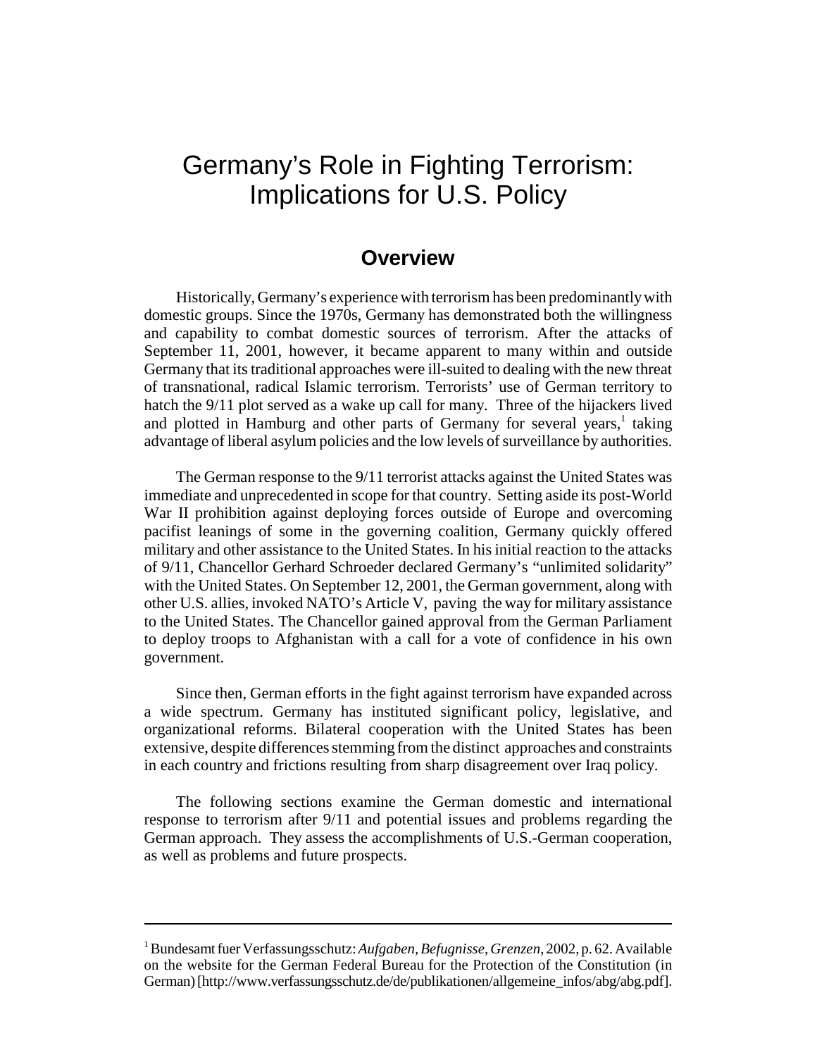# Germany's Role in Fighting Terrorism: Implications for U.S. Policy

## Overview

Historically, Germany's experience with terrorism has been predominantly with domestic groups. Since the 1970s, Germany has demonstrated both the willingness and capability to combat domestic sources of terrorism. After the attacks of September 11, 2001, however, it became apparent to many within and outside Germany that its traditional approaches were ill-suited to dealing with the new threat of transnational, radical Islamic terrorism. Terrorists' use of German territory to hatch the 9/11 plot served as a wake up call for many. Three of the hijackers lived and plotted in Hamburg and other parts of Germany for several years,[1] taking advantage of liberal asylum policies and the low levels of surveillance by authorities.

The German response to the 9/11 terrorist attacks against the United States was immediate and unprecedented in scope for that country. Setting aside its post-World War II prohibition against deploying forces outside of Europe and overcoming pacifist leanings of some in the governing coalition, Germany quickly offered military and other assistance to the United States. In his initial reaction to the attacks of 9/11, Chancellor Gerhard Schroeder declared Germany's "unlimited solidarity" with the United States. On September 12, 2001, the German government, along with other U.S. allies, invoked NATO's Article V, paving the way for military assistance to the United States. The Chancellor gained approval from the German Parliament to deploy troops to Afghanistan with a call for a vote of confidence in his own government.

Since then, German efforts in the fight against terrorism have expanded across a wide spectrum. Germany has instituted significant policy, legislative, and organizational reforms. Bilateral cooperation with the United States has been extensive, despite differences stemming from the distinct approaches and constraints in each country and frictions resulting from sharp disagreement over Iraq policy.

The following sections examine the German domestic and international response to terrorism after 9/11 and potential issues and problems regarding the German approach. They assess the accomplishments of U.S.-German cooperation, as well as problems and future prospects.

---

[1] Bundesamt fuer Verfassungsschutz: *Aufgaben, Befugnisse, Grenzen*, 2002, p. 62. Available on the website for the German Federal Bureau for the Protection of the Constitution (in German) [http://www.verfassungsschutz.de/de/publikationen/allgemeine_infos/abg/abg.pdf].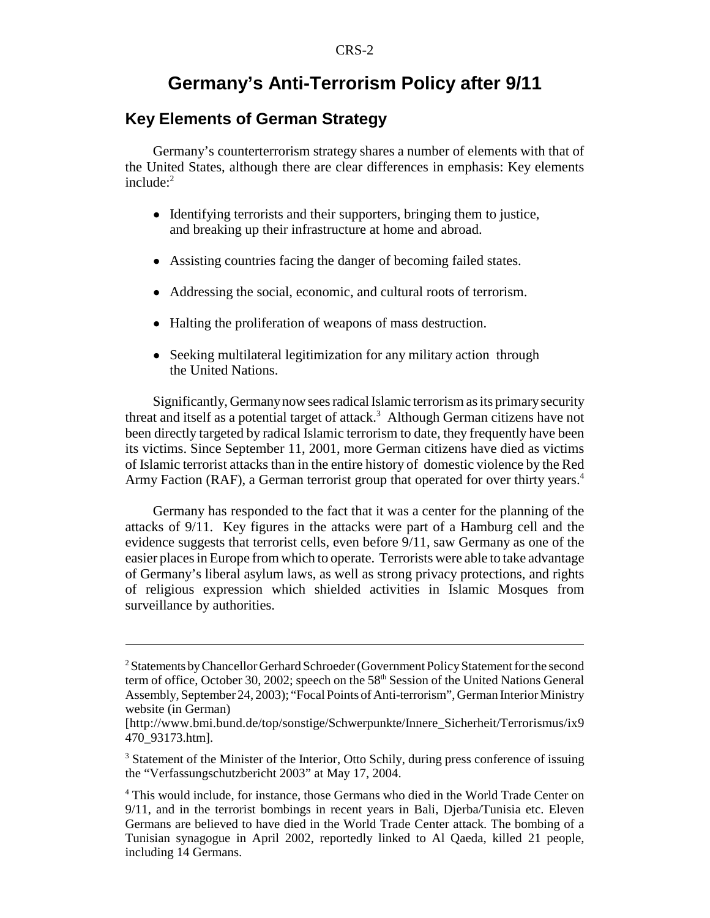# Germany's Anti-Terrorism Policy after 9/11

## Key Elements of German Strategy

Germany's counterterrorism strategy shares a number of elements with that of the United States, although there are clear differences in emphasis: Key elements include:[2]

- Identifying terrorists and their supporters, bringing them to justice, and breaking up their infrastructure at home and abroad.
- Assisting countries facing the danger of becoming failed states.
- Addressing the social, economic, and cultural roots of terrorism.
- Halting the proliferation of weapons of mass destruction.
- Seeking multilateral legitimization for any military action through the United Nations.

Significantly, Germany now sees radical Islamic terrorism as its primary security threat and itself as a potential target of attack.[3] Although German citizens have not been directly targeted by radical Islamic terrorism to date, they frequently have been its victims. Since September 11, 2001, more German citizens have died as victims of Islamic terrorist attacks than in the entire history of domestic violence by the Red Army Faction (RAF), a German terrorist group that operated for over thirty years.[4]

Germany has responded to the fact that it was a center for the planning of the attacks of 9/11. Key figures in the attacks were part of a Hamburg cell and the evidence suggests that terrorist cells, even before 9/11, saw Germany as one of the easier places in Europe from which to operate. Terrorists were able to take advantage of Germany's liberal asylum laws, as well as strong privacy protections, and rights of religious expression which shielded activities in Islamic Mosques from surveillance by authorities.

---

[2] Statements by Chancellor Gerhard Schroeder (Government Policy Statement for the second term of office, October 30, 2002; speech on the 58th Session of the United Nations General Assembly, September 24, 2003); "Focal Points of Anti-terrorism", German Interior Ministry website (in German) [http://www.bmi.bund.de/top/sonstige/Schwerpunkte/Innere_Sicherheit/Terrorismus/ix9470_93173.htm].

[3] Statement of the Minister of the Interior, Otto Schily, during press conference of issuing the "Verfassungschutzbericht 2003" at May 17, 2004.

[4] This would include, for instance, those Germans who died in the World Trade Center on 9/11, and in the terrorist bombings in recent years in Bali, Djerba/Tunisia etc. Eleven Germans are believed to have died in the World Trade Center attack. The bombing of a Tunisian synagogue in April 2002, reportedly linked to Al Qaeda, killed 21 people, including 14 Germans.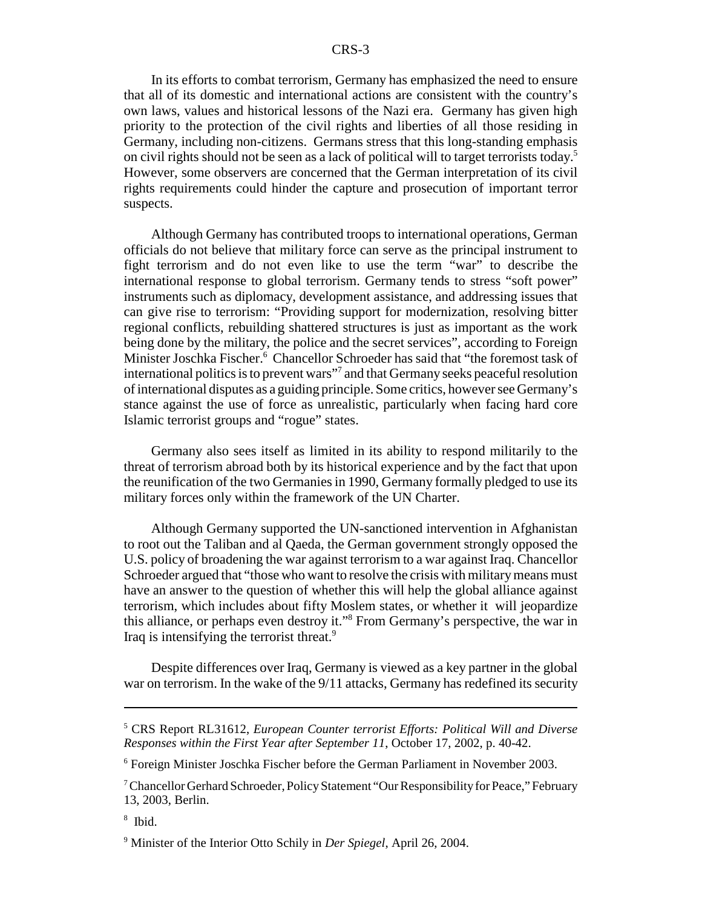In its efforts to combat terrorism, Germany has emphasized the need to ensure that all of its domestic and international actions are consistent with the country's own laws, values and historical lessons of the Nazi era. Germany has given high priority to the protection of the civil rights and liberties of all those residing in Germany, including non-citizens. Germans stress that this long-standing emphasis on civil rights should not be seen as a lack of political will to target terrorists today.[5] However, some observers are concerned that the German interpretation of its civil rights requirements could hinder the capture and prosecution of important terror suspects.

Although Germany has contributed troops to international operations, German officials do not believe that military force can serve as the principal instrument to fight terrorism and do not even like to use the term "war" to describe the international response to global terrorism. Germany tends to stress "soft power" instruments such as diplomacy, development assistance, and addressing issues that can give rise to terrorism: "Providing support for modernization, resolving bitter regional conflicts, rebuilding shattered structures is just as important as the work being done by the military, the police and the secret services", according to Foreign Minister Joschka Fischer.[6] Chancellor Schroeder has said that "the foremost task of international politics is to prevent wars"[7] and that Germany seeks peaceful resolution of international disputes as a guiding principle. Some critics, however see Germany's stance against the use of force as unrealistic, particularly when facing hard core Islamic terrorist groups and "rogue" states.

Germany also sees itself as limited in its ability to respond militarily to the threat of terrorism abroad both by its historical experience and by the fact that upon the reunification of the two Germanies in 1990, Germany formally pledged to use its military forces only within the framework of the UN Charter.

Although Germany supported the UN-sanctioned intervention in Afghanistan to root out the Taliban and al Qaeda, the German government strongly opposed the U.S. policy of broadening the war against terrorism to a war against Iraq. Chancellor Schroeder argued that "those who want to resolve the crisis with military means must have an answer to the question of whether this will help the global alliance against terrorism, which includes about fifty Moslem states, or whether it will jeopardize this alliance, or perhaps even destroy it."[8] From Germany's perspective, the war in Iraq is intensifying the terrorist threat.[9]

Despite differences over Iraq, Germany is viewed as a key partner in the global war on terrorism. In the wake of the 9/11 attacks, Germany has redefined its security

---

[5] CRS Report RL31612, *European Counter terrorist Efforts: Political Will and Diverse Responses within the First Year after September 11*, October 17, 2002, p. 40-42.

[6] Foreign Minister Joschka Fischer before the German Parliament in November 2003.

[7] Chancellor Gerhard Schroeder, Policy Statement "Our Responsibility for Peace," February 13, 2003, Berlin.

[8] Ibid.

[9] Minister of the Interior Otto Schily in *Der Spiegel*, April 26, 2004.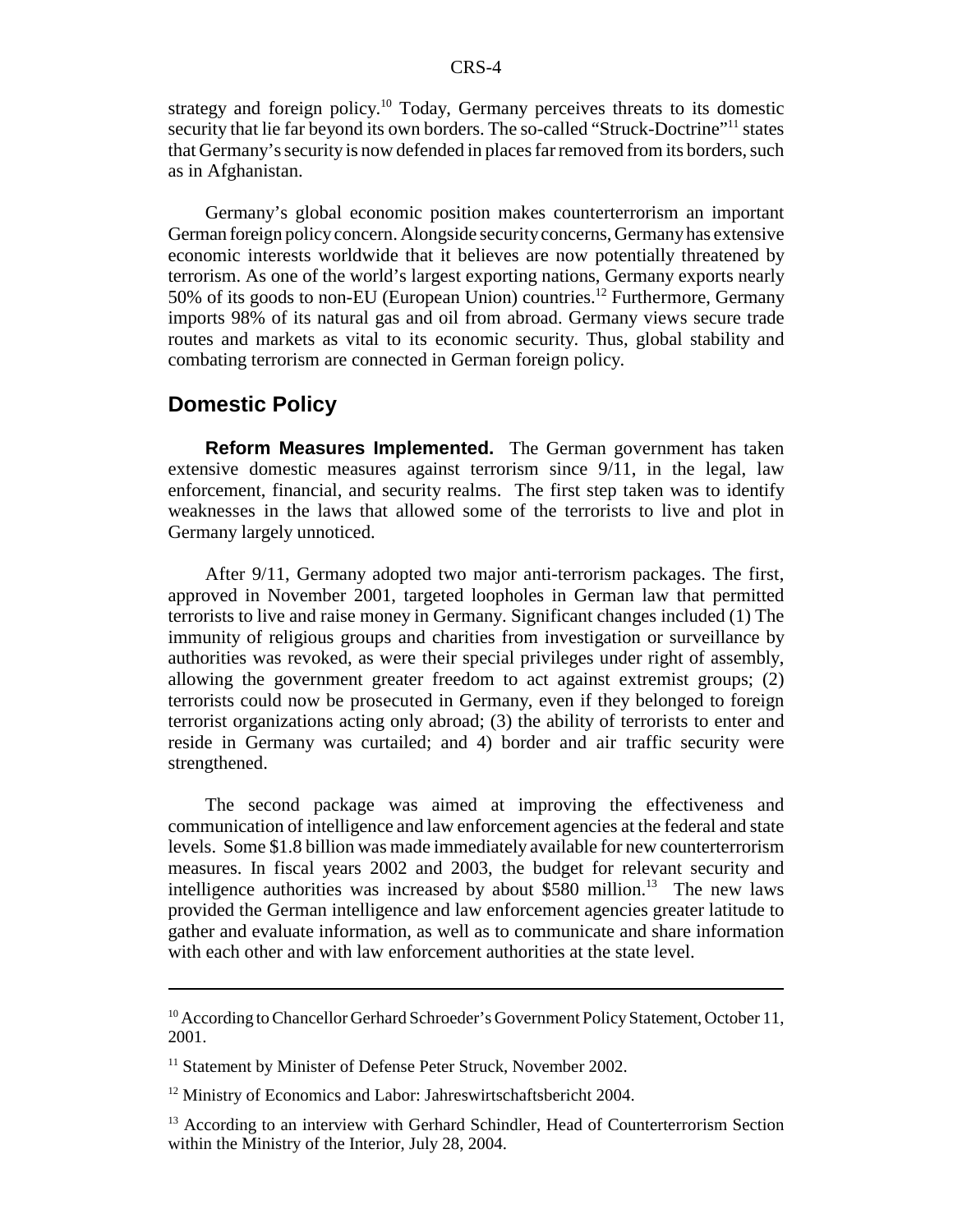strategy and foreign policy.[10] Today, Germany perceives threats to its domestic security that lie far beyond its own borders. The so-called "Struck-Doctrine"[11] states that Germany's security is now defended in places far removed from its borders, such as in Afghanistan.

Germany's global economic position makes counterterrorism an important German foreign policy concern. Alongside security concerns, Germany has extensive economic interests worldwide that it believes are now potentially threatened by terrorism. As one of the world's largest exporting nations, Germany exports nearly 50% of its goods to non-EU (European Union) countries.[12] Furthermore, Germany imports 98% of its natural gas and oil from abroad. Germany views secure trade routes and markets as vital to its economic security. Thus, global stability and combating terrorism are connected in German foreign policy.

## Domestic Policy

**Reform Measures Implemented.** The German government has taken extensive domestic measures against terrorism since 9/11, in the legal, law enforcement, financial, and security realms. The first step taken was to identify weaknesses in the laws that allowed some of the terrorists to live and plot in Germany largely unnoticed.

After 9/11, Germany adopted two major anti-terrorism packages. The first, approved in November 2001, targeted loopholes in German law that permitted terrorists to live and raise money in Germany. Significant changes included (1) The immunity of religious groups and charities from investigation or surveillance by authorities was revoked, as were their special privileges under right of assembly, allowing the government greater freedom to act against extremist groups; (2) terrorists could now be prosecuted in Germany, even if they belonged to foreign terrorist organizations acting only abroad; (3) the ability of terrorists to enter and reside in Germany was curtailed; and 4) border and air traffic security were strengthened.

The second package was aimed at improving the effectiveness and communication of intelligence and law enforcement agencies at the federal and state levels. Some $1.8 billion was made immediately available for new counterterrorism measures. In fiscal years 2002 and 2003, the budget for relevant security and intelligence authorities was increased by about $580 million.[13] The new laws provided the German intelligence and law enforcement agencies greater latitude to gather and evaluate information, as well as to communicate and share information with each other and with law enforcement authorities at the state level.

---

[10] According to Chancellor Gerhard Schroeder's Government Policy Statement, October 11, 2001.

[11] Statement by Minister of Defense Peter Struck, November 2002.

[12] Ministry of Economics and Labor: Jahreswirtschaftsbericht 2004.

[13] According to an interview with Gerhard Schindler, Head of Counterterrorism Section within the Ministry of the Interior, July 28, 2004.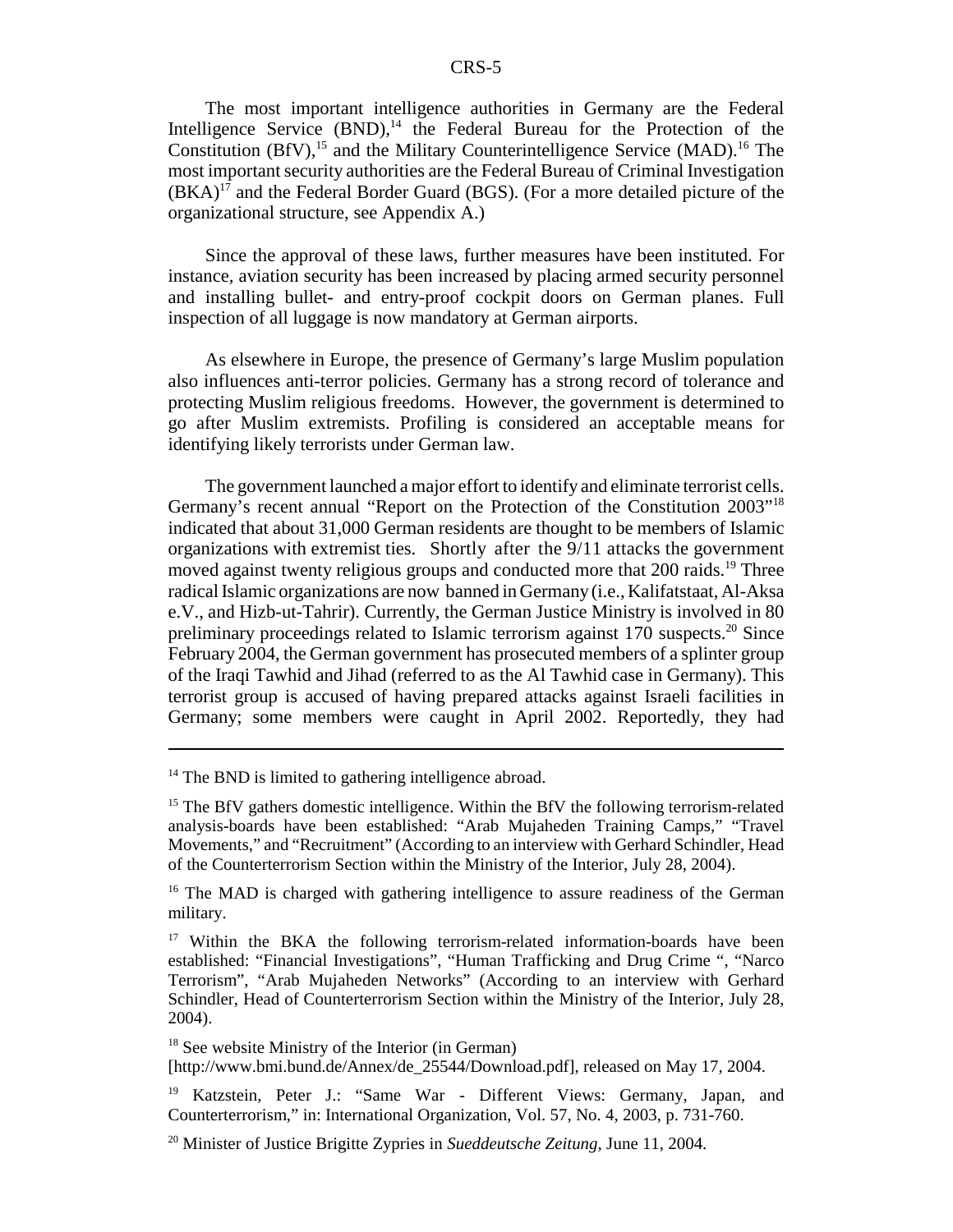The most important intelligence authorities in Germany are the Federal Intelligence Service (BND),[14] the Federal Bureau for the Protection of the Constitution (BfV),[15] and the Military Counterintelligence Service (MAD).[16] The most important security authorities are the Federal Bureau of Criminal Investigation (BKA)[17] and the Federal Border Guard (BGS). (For a more detailed picture of the organizational structure, see Appendix A.)

Since the approval of these laws, further measures have been instituted. For instance, aviation security has been increased by placing armed security personnel and installing bullet- and entry-proof cockpit doors on German planes. Full inspection of all luggage is now mandatory at German airports.

As elsewhere in Europe, the presence of Germany's large Muslim population also influences anti-terror policies. Germany has a strong record of tolerance and protecting Muslim religious freedoms. However, the government is determined to go after Muslim extremists. Profiling is considered an acceptable means for identifying likely terrorists under German law.

The government launched a major effort to identify and eliminate terrorist cells. Germany's recent annual "Report on the Protection of the Constitution 2003"[18] indicated that about 31,000 German residents are thought to be members of Islamic organizations with extremist ties. Shortly after the 9/11 attacks the government moved against twenty religious groups and conducted more that 200 raids.[19] Three radical Islamic organizations are now banned in Germany (i.e., Kalifatstaat, Al-Aksa e.V., and Hizb-ut-Tahrir). Currently, the German Justice Ministry is involved in 80 preliminary proceedings related to Islamic terrorism against 170 suspects.[20] Since February 2004, the German government has prosecuted members of a splinter group of the Iraqi Tawhid and Jihad (referred to as the Al Tawhid case in Germany). This terrorist group is accused of having prepared attacks against Israeli facilities in Germany; some members were caught in April 2002. Reportedly, they had

---

[14] The BND is limited to gathering intelligence abroad.

[15] The BfV gathers domestic intelligence. Within the BfV the following terrorism-related analysis-boards have been established: "Arab Mujaheden Training Camps," "Travel Movements," and "Recruitment" (According to an interview with Gerhard Schindler, Head of the Counterterrorism Section within the Ministry of the Interior, July 28, 2004).

[16] The MAD is charged with gathering intelligence to assure readiness of the German military.

[17] Within the BKA the following terrorism-related information-boards have been established: "Financial Investigations", "Human Trafficking and Drug Crime ", "Narco Terrorism", "Arab Mujaheden Networks" (According to an interview with Gerhard Schindler, Head of Counterterrorism Section within the Ministry of the Interior, July 28, 2004).

[18] See website Ministry of the Interior (in German) [http://www.bmi.bund.de/Annex/de_25544/Download.pdf], released on May 17, 2004.

[19] Katzstein, Peter J.: "Same War - Different Views: Germany, Japan, and Counterterrorism," in: International Organization, Vol. 57, No. 4, 2003, p. 731-760.

[20] Minister of Justice Brigitte Zypries in *Sueddeutsche Zeitung*, June 11, 2004.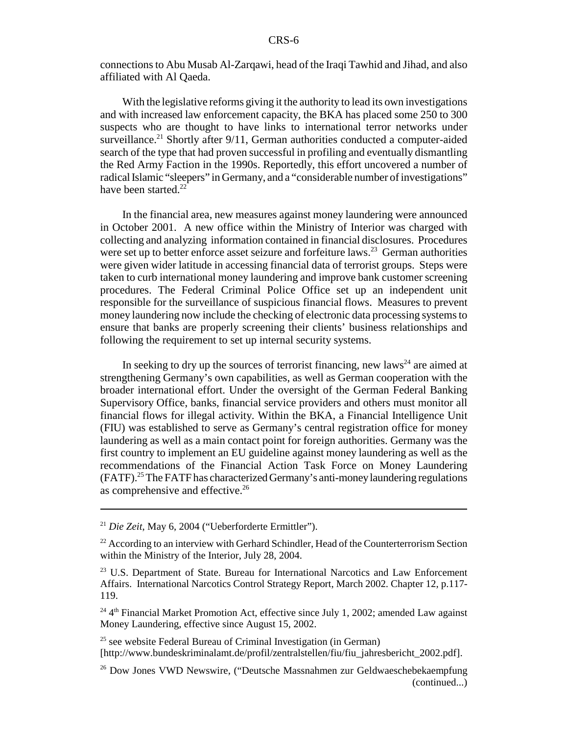connections to Abu Musab Al-Zarqawi, head of the Iraqi Tawhid and Jihad, and also affiliated with Al Qaeda.

With the legislative reforms giving it the authority to lead its own investigations and with increased law enforcement capacity, the BKA has placed some 250 to 300 suspects who are thought to have links to international terror networks under surveillance.[21] Shortly after 9/11, German authorities conducted a computer-aided search of the type that had proven successful in profiling and eventually dismantling the Red Army Faction in the 1990s. Reportedly, this effort uncovered a number of radical Islamic "sleepers" in Germany, and a "considerable number of investigations" have been started.[22]

In the financial area, new measures against money laundering were announced in October 2001. A new office within the Ministry of Interior was charged with collecting and analyzing information contained in financial disclosures. Procedures were set up to better enforce asset seizure and forfeiture laws.[23] German authorities were given wider latitude in accessing financial data of terrorist groups. Steps were taken to curb international money laundering and improve bank customer screening procedures. The Federal Criminal Police Office set up an independent unit responsible for the surveillance of suspicious financial flows. Measures to prevent money laundering now include the checking of electronic data processing systems to ensure that banks are properly screening their clients' business relationships and following the requirement to set up internal security systems.

In seeking to dry up the sources of terrorist financing, new laws[24] are aimed at strengthening Germany's own capabilities, as well as German cooperation with the broader international effort. Under the oversight of the German Federal Banking Supervisory Office, banks, financial service providers and others must monitor all financial flows for illegal activity. Within the BKA, a Financial Intelligence Unit (FIU) was established to serve as Germany's central registration office for money laundering as well as a main contact point for foreign authorities. Germany was the first country to implement an EU guideline against money laundering as well as the recommendations of the Financial Action Task Force on Money Laundering (FATF).[25] The FATF has characterized Germany's anti-money laundering regulations as comprehensive and effective.[26]

---

[21] *Die Zeit*, May 6, 2004 ("Ueberforderte Ermittler").

[22] According to an interview with Gerhard Schindler, Head of the Counterterrorism Section within the Ministry of the Interior, July 28, 2004.

[23] U.S. Department of State. Bureau for International Narcotics and Law Enforcement Affairs. International Narcotics Control Strategy Report, March 2002. Chapter 12, p.117-119.

[24] 4th Financial Market Promotion Act, effective since July 1, 2002; amended Law against Money Laundering, effective since August 15, 2002.

[25] see website Federal Bureau of Criminal Investigation (in German) [http://www.bundeskriminalamt.de/profil/zentralstellen/fiu/fiu_jahresbericht_2002.pdf].

[26] Dow Jones VWD Newswire, ("Deutsche Massnahmen zur Geldwaeschebekaempfung (continued...)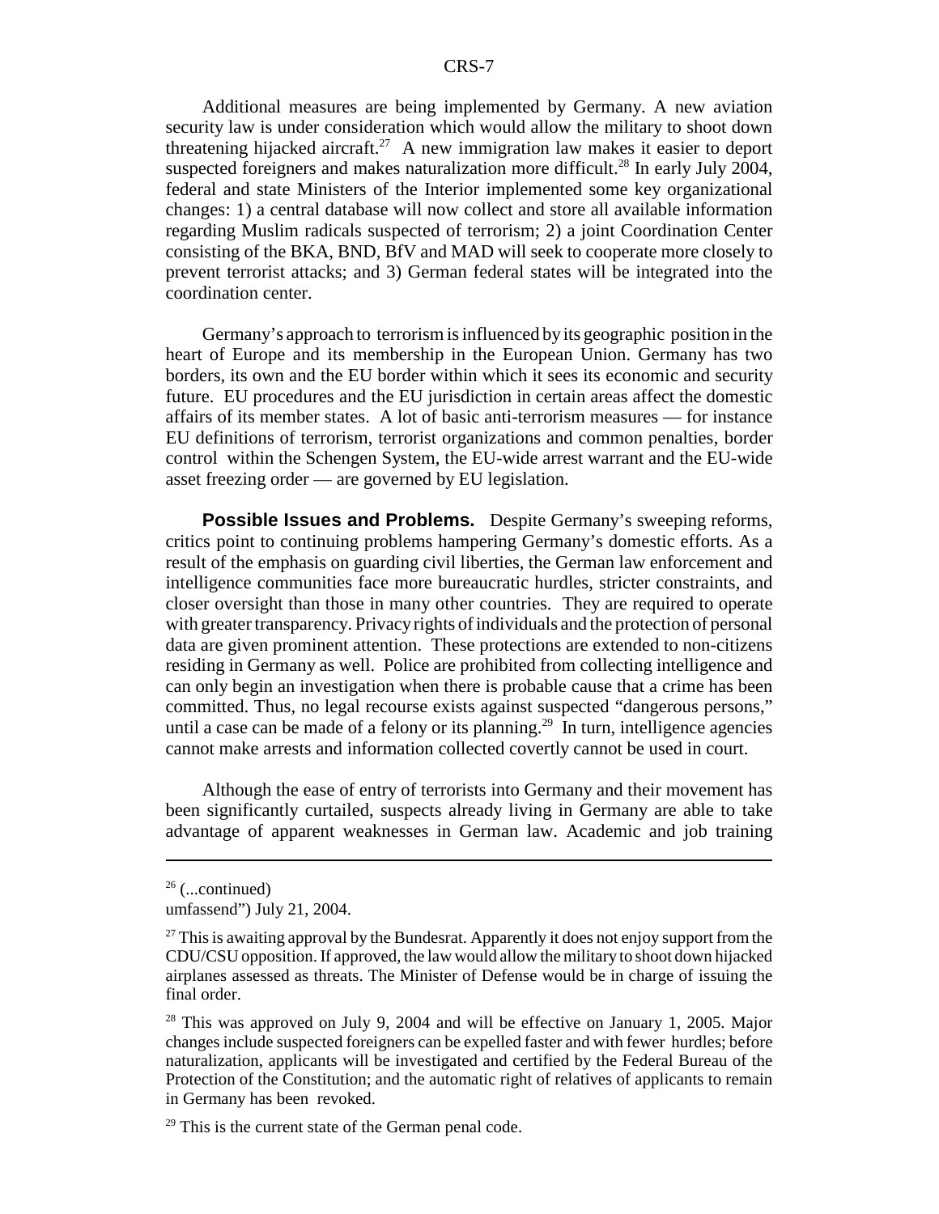Additional measures are being implemented by Germany. A new aviation security law is under consideration which would allow the military to shoot down threatening hijacked aircraft.[27] A new immigration law makes it easier to deport suspected foreigners and makes naturalization more difficult.[28] In early July 2004, federal and state Ministers of the Interior implemented some key organizational changes: 1) a central database will now collect and store all available information regarding Muslim radicals suspected of terrorism; 2) a joint Coordination Center consisting of the BKA, BND, BfV and MAD will seek to cooperate more closely to prevent terrorist attacks; and 3) German federal states will be integrated into the coordination center.

Germany's approach to terrorism is influenced by its geographic position in the heart of Europe and its membership in the European Union. Germany has two borders, its own and the EU border within which it sees its economic and security future. EU procedures and the EU jurisdiction in certain areas affect the domestic affairs of its member states. A lot of basic anti-terrorism measures — for instance EU definitions of terrorism, terrorist organizations and common penalties, border control within the Schengen System, the EU-wide arrest warrant and the EU-wide asset freezing order — are governed by EU legislation.

**Possible Issues and Problems.** Despite Germany's sweeping reforms, critics point to continuing problems hampering Germany's domestic efforts. As a result of the emphasis on guarding civil liberties, the German law enforcement and intelligence communities face more bureaucratic hurdles, stricter constraints, and closer oversight than those in many other countries. They are required to operate with greater transparency. Privacy rights of individuals and the protection of personal data are given prominent attention. These protections are extended to non-citizens residing in Germany as well. Police are prohibited from collecting intelligence and can only begin an investigation when there is probable cause that a crime has been committed. Thus, no legal recourse exists against suspected "dangerous persons," until a case can be made of a felony or its planning.[29] In turn, intelligence agencies cannot make arrests and information collected covertly cannot be used in court.

Although the ease of entry of terrorists into Germany and their movement has been significantly curtailed, suspects already living in Germany are able to take advantage of apparent weaknesses in German law. Academic and job training

---

[26] (...continued)
umfassend") July 21, 2004.

[27] This is awaiting approval by the Bundesrat. Apparently it does not enjoy support from the CDU/CSU opposition. If approved, the law would allow the military to shoot down hijacked airplanes assessed as threats. The Minister of Defense would be in charge of issuing the final order.

[28] This was approved on July 9, 2004 and will be effective on January 1, 2005. Major changes include suspected foreigners can be expelled faster and with fewer hurdles; before naturalization, applicants will be investigated and certified by the Federal Bureau of the Protection of the Constitution; and the automatic right of relatives of applicants to remain in Germany has been revoked.

[29] This is the current state of the German penal code.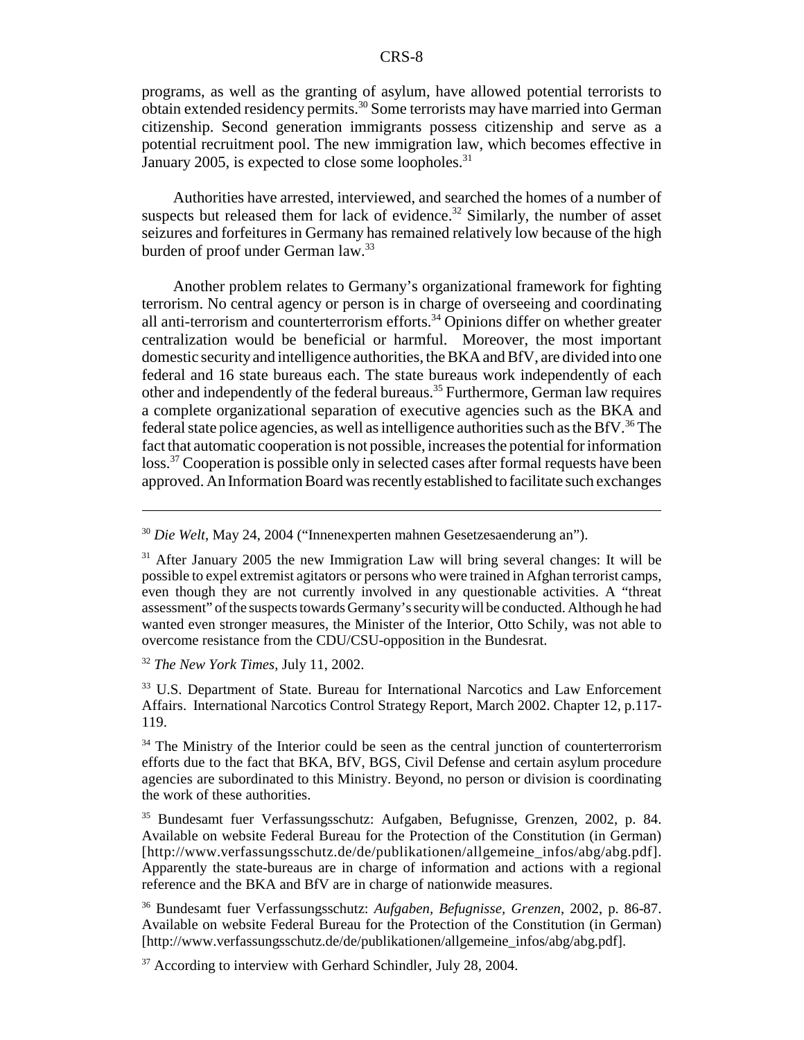programs, as well as the granting of asylum, have allowed potential terrorists to obtain extended residency permits.[30] Some terrorists may have married into German citizenship. Second generation immigrants possess citizenship and serve as a potential recruitment pool. The new immigration law, which becomes effective in January 2005, is expected to close some loopholes.[31]

Authorities have arrested, interviewed, and searched the homes of a number of suspects but released them for lack of evidence.[32] Similarly, the number of asset seizures and forfeitures in Germany has remained relatively low because of the high burden of proof under German law.[33]

Another problem relates to Germany's organizational framework for fighting terrorism. No central agency or person is in charge of overseeing and coordinating all anti-terrorism and counterterrorism efforts.[34] Opinions differ on whether greater centralization would be beneficial or harmful. Moreover, the most important domestic security and intelligence authorities, the BKA and BfV, are divided into one federal and 16 state bureaus each. The state bureaus work independently of each other and independently of the federal bureaus.[35] Furthermore, German law requires a complete organizational separation of executive agencies such as the BKA and federal state police agencies, as well as intelligence authorities such as the BfV.[36] The fact that automatic cooperation is not possible, increases the potential for information loss.[37] Cooperation is possible only in selected cases after formal requests have been approved. An Information Board was recently established to facilitate such exchanges

---

[30] *Die Welt*, May 24, 2004 ("Innenexperten mahnen Gesetzesaenderung an").

[31] After January 2005 the new Immigration Law will bring several changes: It will be possible to expel extremist agitators or persons who were trained in Afghan terrorist camps, even though they are not currently involved in any questionable activities. A "threat assessment" of the suspects towards Germany's security will be conducted. Although he had wanted even stronger measures, the Minister of the Interior, Otto Schily, was not able to overcome resistance from the CDU/CSU-opposition in the Bundesrat.

[32] *The New York Times*, July 11, 2002.

[33] U.S. Department of State. Bureau for International Narcotics and Law Enforcement Affairs. International Narcotics Control Strategy Report, March 2002. Chapter 12, p.117-119.

[34] The Ministry of the Interior could be seen as the central junction of counterterrorism efforts due to the fact that BKA, BfV, BGS, Civil Defense and certain asylum procedure agencies are subordinated to this Ministry. Beyond, no person or division is coordinating the work of these authorities.

[35] Bundesamt fuer Verfassungsschutz: Aufgaben, Befugnisse, Grenzen, 2002, p. 84. Available on website Federal Bureau for the Protection of the Constitution (in German) [http://www.verfassungsschutz.de/de/publikationen/allgemeine_infos/abg/abg.pdf]. Apparently the state-bureaus are in charge of information and actions with a regional reference and the BKA and BfV are in charge of nationwide measures.

[36] Bundesamt fuer Verfassungsschutz: *Aufgaben, Befugnisse, Grenzen*, 2002, p. 86-87. Available on website Federal Bureau for the Protection of the Constitution (in German) [http://www.verfassungsschutz.de/de/publikationen/allgemeine_infos/abg/abg.pdf].

[37] According to interview with Gerhard Schindler, July 28, 2004.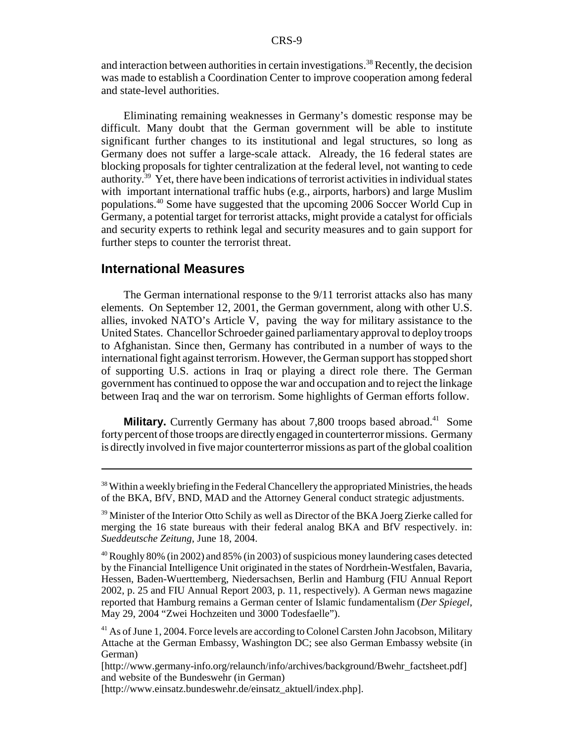and interaction between authorities in certain investigations.[38] Recently, the decision was made to establish a Coordination Center to improve cooperation among federal and state-level authorities.

Eliminating remaining weaknesses in Germany's domestic response may be difficult. Many doubt that the German government will be able to institute significant further changes to its institutional and legal structures, so long as Germany does not suffer a large-scale attack. Already, the 16 federal states are blocking proposals for tighter centralization at the federal level, not wanting to cede authority.[39] Yet, there have been indications of terrorist activities in individual states with important international traffic hubs (e.g., airports, harbors) and large Muslim populations.[40] Some have suggested that the upcoming 2006 Soccer World Cup in Germany, a potential target for terrorist attacks, might provide a catalyst for officials and security experts to rethink legal and security measures and to gain support for further steps to counter the terrorist threat.

## International Measures

The German international response to the 9/11 terrorist attacks also has many elements. On September 12, 2001, the German government, along with other U.S. allies, invoked NATO's Article V, paving the way for military assistance to the United States. Chancellor Schroeder gained parliamentary approval to deploy troops to Afghanistan. Since then, Germany has contributed in a number of ways to the international fight against terrorism. However, the German support has stopped short of supporting U.S. actions in Iraq or playing a direct role there. The German government has continued to oppose the war and occupation and to reject the linkage between Iraq and the war on terrorism. Some highlights of German efforts follow.

**Military.** Currently Germany has about 7,800 troops based abroad.[41] Some forty percent of those troops are directly engaged in counterterror missions. Germany is directly involved in five major counterterror missions as part of the global coalition

---

[38] Within a weekly briefing in the Federal Chancellery the appropriated Ministries, the heads of the BKA, BfV, BND, MAD and the Attorney General conduct strategic adjustments.

[39] Minister of the Interior Otto Schily as well as Director of the BKA Joerg Zierke called for merging the 16 state bureaus with their federal analog BKA and BfV respectively. in: *Sueddeutsche Zeitung*, June 18, 2004.

[40] Roughly 80% (in 2002) and 85% (in 2003) of suspicious money laundering cases detected by the Financial Intelligence Unit originated in the states of Nordrhein-Westfalen, Bavaria, Hessen, Baden-Wuerttemberg, Niedersachsen, Berlin and Hamburg (FIU Annual Report 2002, p. 25 and FIU Annual Report 2003, p. 11, respectively). A German news magazine reported that Hamburg remains a German center of Islamic fundamentalism (*Der Spiegel*, May 29, 2004 "Zwei Hochzeiten und 3000 Todesfaelle").

[41] As of June 1, 2004. Force levels are according to Colonel Carsten John Jacobson, Military Attache at the German Embassy, Washington DC; see also German Embassy website (in German)
[http://www.germany-info.org/relaunch/info/archives/background/Bwehr_factsheet.pdf] and website of the Bundeswehr (in German)
[http://www.einsatz.bundeswehr.de/einsatz_aktuell/index.php].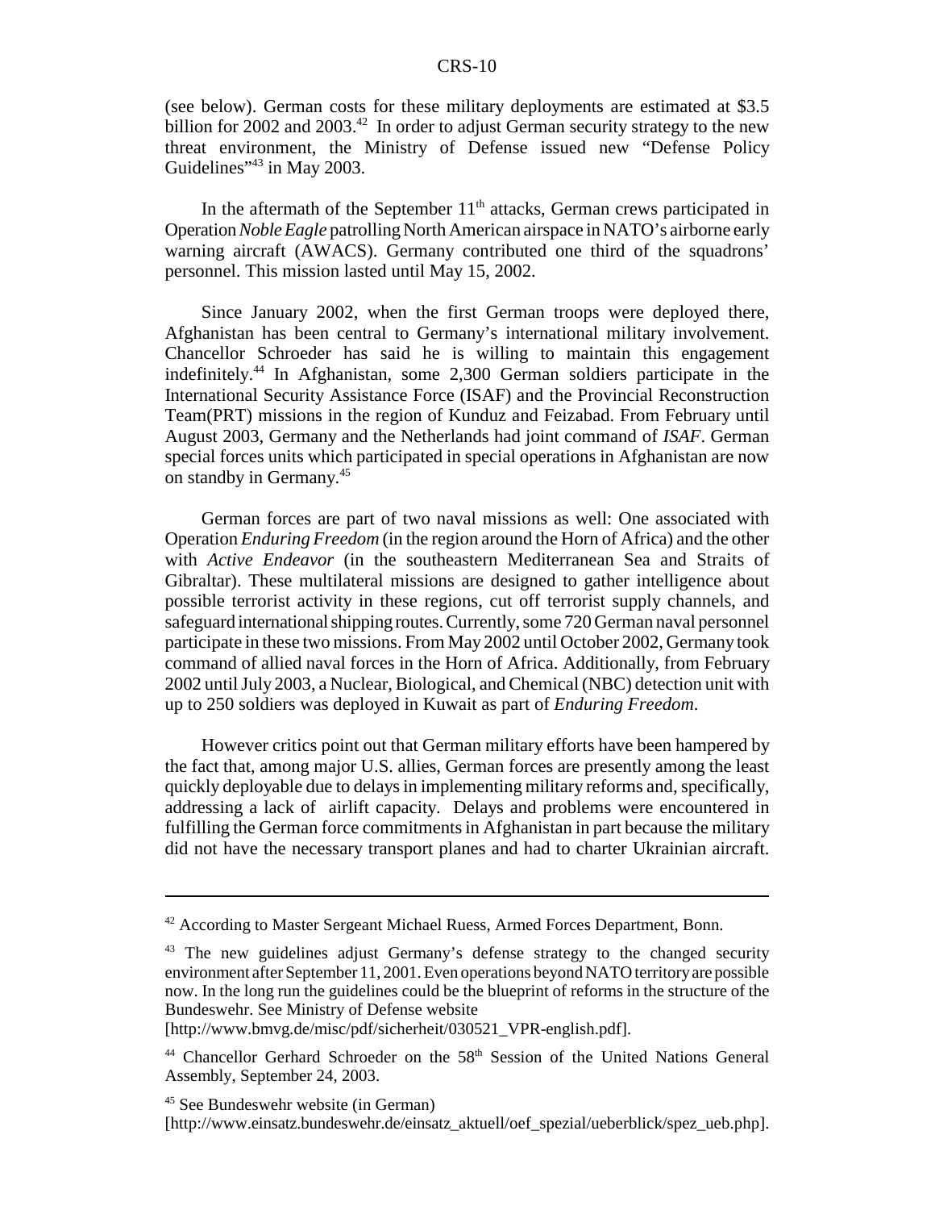(see below). German costs for these military deployments are estimated at $3.5 billion for 2002 and 2003.[42] In order to adjust German security strategy to the new threat environment, the Ministry of Defense issued new "Defense Policy Guidelines"[43] in May 2003.

In the aftermath of the September 11[th] attacks, German crews participated in Operation *Noble Eagle* patrolling North American airspace in NATO's airborne early warning aircraft (AWACS). Germany contributed one third of the squadrons' personnel. This mission lasted until May 15, 2002.

Since January 2002, when the first German troops were deployed there, Afghanistan has been central to Germany's international military involvement. Chancellor Schroeder has said he is willing to maintain this engagement indefinitely.[44] In Afghanistan, some 2,300 German soldiers participate in the International Security Assistance Force (ISAF) and the Provincial Reconstruction Team(PRT) missions in the region of Kunduz and Feizabad. From February until August 2003, Germany and the Netherlands had joint command of *ISAF*. German special forces units which participated in special operations in Afghanistan are now on standby in Germany.[45]

German forces are part of two naval missions as well: One associated with Operation *Enduring Freedom* (in the region around the Horn of Africa) and the other with *Active Endeavor* (in the southeastern Mediterranean Sea and Straits of Gibraltar). These multilateral missions are designed to gather intelligence about possible terrorist activity in these regions, cut off terrorist supply channels, and safeguard international shipping routes. Currently, some 720 German naval personnel participate in these two missions. From May 2002 until October 2002, Germany took command of allied naval forces in the Horn of Africa. Additionally, from February 2002 until July 2003, a Nuclear, Biological, and Chemical (NBC) detection unit with up to 250 soldiers was deployed in Kuwait as part of *Enduring Freedom*.

However critics point out that German military efforts have been hampered by the fact that, among major U.S. allies, German forces are presently among the least quickly deployable due to delays in implementing military reforms and, specifically, addressing a lack of airlift capacity. Delays and problems were encountered in fulfilling the German force commitments in Afghanistan in part because the military did not have the necessary transport planes and had to charter Ukrainian aircraft.

---

[42] According to Master Sergeant Michael Ruess, Armed Forces Department, Bonn.

[43] The new guidelines adjust Germany's defense strategy to the changed security environment after September 11, 2001. Even operations beyond NATO territory are possible now. In the long run the guidelines could be the blueprint of reforms in the structure of the Bundeswehr. See Ministry of Defense website [http://www.bmvg.de/misc/pdf/sicherheit/030521_VPR-english.pdf].

[44] Chancellor Gerhard Schroeder on the 58[th] Session of the United Nations General Assembly, September 24, 2003.

[45] See Bundeswehr website (in German) [http://www.einsatz.bundeswehr.de/einsatz_aktuell/oef_spezial/ueberblick/spez_ueb.php].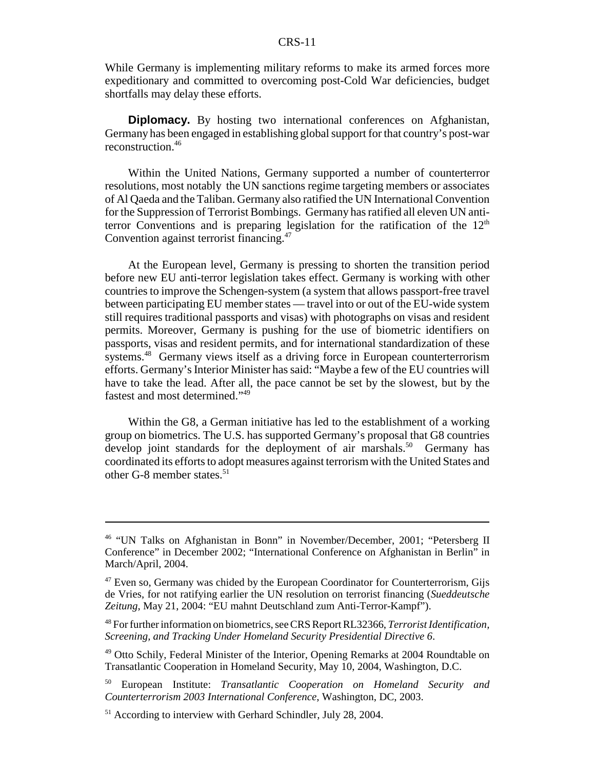While Germany is implementing military reforms to make its armed forces more expeditionary and committed to overcoming post-Cold War deficiencies, budget shortfalls may delay these efforts.

**Diplomacy.** By hosting two international conferences on Afghanistan, Germany has been engaged in establishing global support for that country's post-war reconstruction.[46]

Within the United Nations, Germany supported a number of counterterror resolutions, most notably the UN sanctions regime targeting members or associates of Al Qaeda and the Taliban. Germany also ratified the UN International Convention for the Suppression of Terrorist Bombings. Germany has ratified all eleven UN anti-terror Conventions and is preparing legislation for the ratification of the 12[th] Convention against terrorist financing.[47]

At the European level, Germany is pressing to shorten the transition period before new EU anti-terror legislation takes effect. Germany is working with other countries to improve the Schengen-system (a system that allows passport-free travel between participating EU member states — travel into or out of the EU-wide system still requires traditional passports and visas) with photographs on visas and resident permits. Moreover, Germany is pushing for the use of biometric identifiers on passports, visas and resident permits, and for international standardization of these systems.[48] Germany views itself as a driving force in European counterterrorism efforts. Germany's Interior Minister has said: "Maybe a few of the EU countries will have to take the lead. After all, the pace cannot be set by the slowest, but by the fastest and most determined."[49]

Within the G8, a German initiative has led to the establishment of a working group on biometrics. The U.S. has supported Germany's proposal that G8 countries develop joint standards for the deployment of air marshals.[50] Germany has coordinated its efforts to adopt measures against terrorism with the United States and other G-8 member states.[51]

---

[46] "UN Talks on Afghanistan in Bonn" in November/December, 2001; "Petersberg II Conference" in December 2002; "International Conference on Afghanistan in Berlin" in March/April, 2004.

[47] Even so, Germany was chided by the European Coordinator for Counterterrorism, Gijs de Vries, for not ratifying earlier the UN resolution on terrorist financing (*Sueddeutsche Zeitung*, May 21, 2004: "EU mahnt Deutschland zum Anti-Terror-Kampf").

[48] For further information on biometrics, see CRS Report RL32366, *Terrorist Identification, Screening, and Tracking Under Homeland Security Presidential Directive 6*.

[49] Otto Schily, Federal Minister of the Interior, Opening Remarks at 2004 Roundtable on Transatlantic Cooperation in Homeland Security, May 10, 2004, Washington, D.C.

[50] European Institute: *Transatlantic Cooperation on Homeland Security and Counterterrorism 2003 International Conference*, Washington, DC, 2003.

[51] According to interview with Gerhard Schindler, July 28, 2004.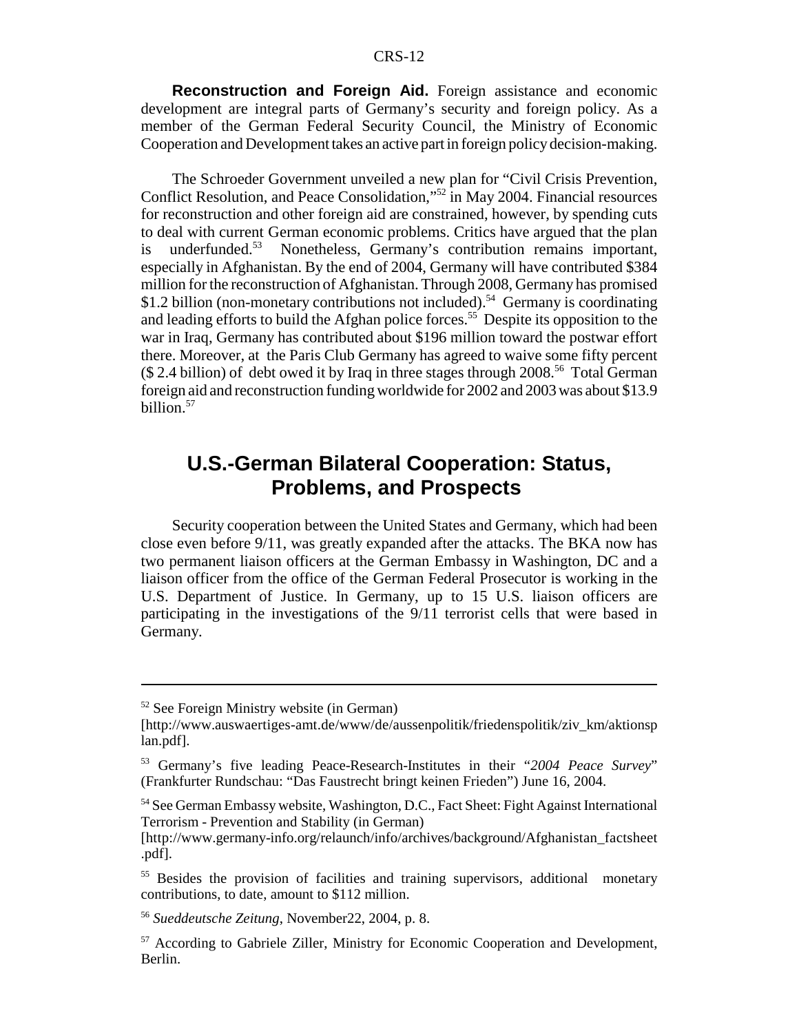**Reconstruction and Foreign Aid.** Foreign assistance and economic development are integral parts of Germany's security and foreign policy. As a member of the German Federal Security Council, the Ministry of Economic Cooperation and Development takes an active part in foreign policy decision-making.

The Schroeder Government unveiled a new plan for "Civil Crisis Prevention, Conflict Resolution, and Peace Consolidation,"[52] in May 2004. Financial resources for reconstruction and other foreign aid are constrained, however, by spending cuts to deal with current German economic problems. Critics have argued that the plan is underfunded.[53] Nonetheless, Germany's contribution remains important, especially in Afghanistan. By the end of 2004, Germany will have contributed $384 million for the reconstruction of Afghanistan. Through 2008, Germany has promised $1.2 billion (non-monetary contributions not included).[54] Germany is coordinating and leading efforts to build the Afghan police forces.[55] Despite its opposition to the war in Iraq, Germany has contributed about $196 million toward the postwar effort there. Moreover, at the Paris Club Germany has agreed to waive some fifty percent ($ 2.4 billion) of debt owed it by Iraq in three stages through 2008.[56] Total German foreign aid and reconstruction funding worldwide for 2002 and 2003 was about $13.9 billion.[57]

## U.S.-German Bilateral Cooperation: Status, Problems, and Prospects

Security cooperation between the United States and Germany, which had been close even before 9/11, was greatly expanded after the attacks. The BKA now has two permanent liaison officers at the German Embassy in Washington, DC and a liaison officer from the office of the German Federal Prosecutor is working in the U.S. Department of Justice. In Germany, up to 15 U.S. liaison officers are participating in the investigations of the 9/11 terrorist cells that were based in Germany.

---

[52] See Foreign Ministry website (in German) [http://www.auswaertiges-amt.de/www/de/aussenpolitik/friedenspolitik/ziv_km/aktionsplan.pdf].

[53] Germany's five leading Peace-Research-Institutes in their "*2004 Peace Survey*" (Frankfurter Rundschau: "Das Faustrecht bringt keinen Frieden") June 16, 2004.

[54] See German Embassy website, Washington, D.C., Fact Sheet: Fight Against International Terrorism - Prevention and Stability (in German) [http://www.germany-info.org/relaunch/info/archives/background/Afghanistan_factsheet.pdf].

[55] Besides the provision of facilities and training supervisors, additional monetary contributions, to date, amount to $112 million.

[56] *Sueddeutsche Zeitung*, November22, 2004, p. 8.

[57] According to Gabriele Ziller, Ministry for Economic Cooperation and Development, Berlin.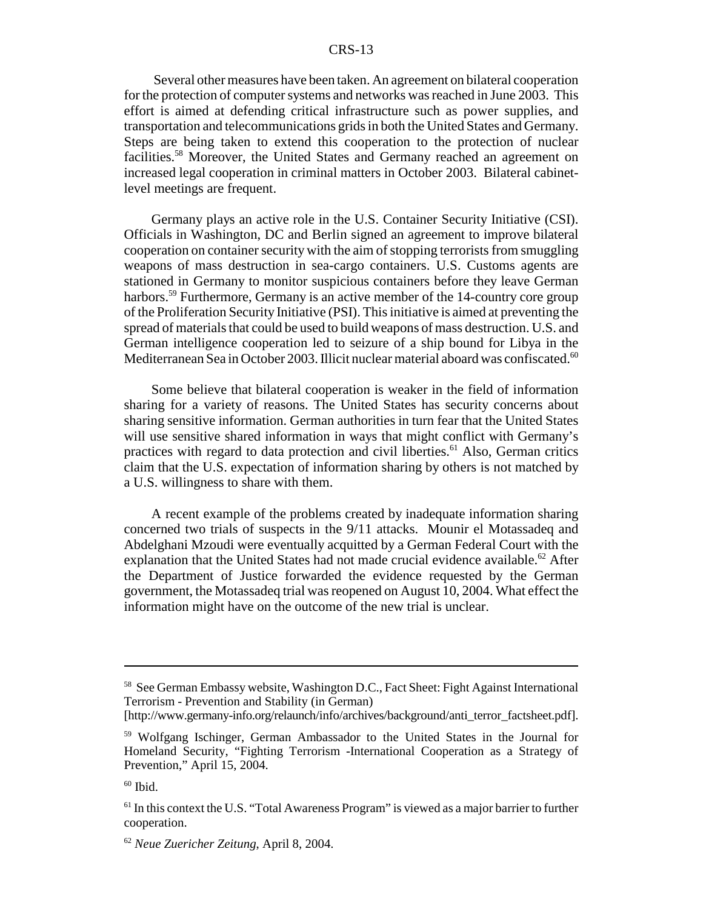Several other measures have been taken. An agreement on bilateral cooperation for the protection of computer systems and networks was reached in June 2003. This effort is aimed at defending critical infrastructure such as power supplies, and transportation and telecommunications grids in both the United States and Germany. Steps are being taken to extend this cooperation to the protection of nuclear facilities.[58] Moreover, the United States and Germany reached an agreement on increased legal cooperation in criminal matters in October 2003. Bilateral cabinet-level meetings are frequent.

Germany plays an active role in the U.S. Container Security Initiative (CSI). Officials in Washington, DC and Berlin signed an agreement to improve bilateral cooperation on container security with the aim of stopping terrorists from smuggling weapons of mass destruction in sea-cargo containers. U.S. Customs agents are stationed in Germany to monitor suspicious containers before they leave German harbors.[59] Furthermore, Germany is an active member of the 14-country core group of the Proliferation Security Initiative (PSI). This initiative is aimed at preventing the spread of materials that could be used to build weapons of mass destruction. U.S. and German intelligence cooperation led to seizure of a ship bound for Libya in the Mediterranean Sea in October 2003. Illicit nuclear material aboard was confiscated.[60]

Some believe that bilateral cooperation is weaker in the field of information sharing for a variety of reasons. The United States has security concerns about sharing sensitive information. German authorities in turn fear that the United States will use sensitive shared information in ways that might conflict with Germany's practices with regard to data protection and civil liberties.[61] Also, German critics claim that the U.S. expectation of information sharing by others is not matched by a U.S. willingness to share with them.

A recent example of the problems created by inadequate information sharing concerned two trials of suspects in the 9/11 attacks. Mounir el Motassadeq and Abdelghani Mzoudi were eventually acquitted by a German Federal Court with the explanation that the United States had not made crucial evidence available.[62] After the Department of Justice forwarded the evidence requested by the German government, the Motassadeq trial was reopened on August 10, 2004. What effect the information might have on the outcome of the new trial is unclear.

---

[58] See German Embassy website, Washington D.C., Fact Sheet: Fight Against International Terrorism - Prevention and Stability (in German) [http://www.germany-info.org/relaunch/info/archives/background/anti_terror_factsheet.pdf].

[59] Wolfgang Ischinger, German Ambassador to the United States in the Journal for Homeland Security, "Fighting Terrorism -International Cooperation as a Strategy of Prevention," April 15, 2004.

[60] Ibid.

[61] In this context the U.S. "Total Awareness Program" is viewed as a major barrier to further cooperation.

[62] *Neue Zuericher Zeitung*, April 8, 2004.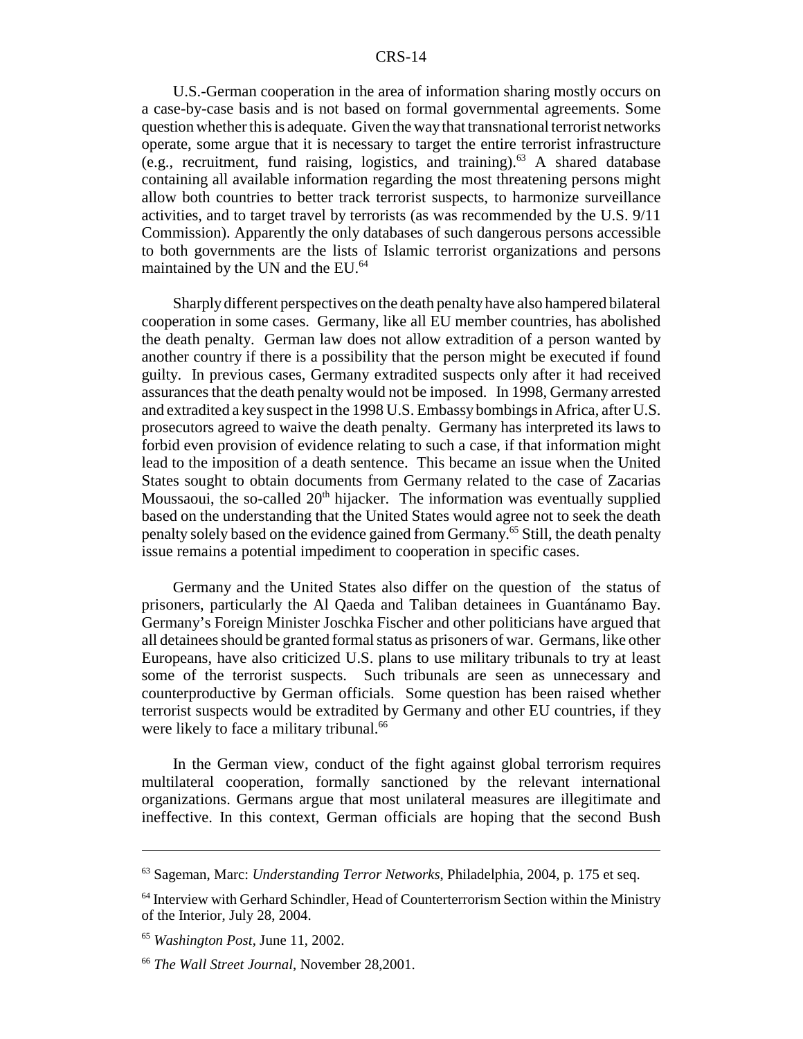U.S.-German cooperation in the area of information sharing mostly occurs on a case-by-case basis and is not based on formal governmental agreements. Some question whether this is adequate. Given the way that transnational terrorist networks operate, some argue that it is necessary to target the entire terrorist infrastructure (e.g., recruitment, fund raising, logistics, and training).[63] A shared database containing all available information regarding the most threatening persons might allow both countries to better track terrorist suspects, to harmonize surveillance activities, and to target travel by terrorists (as was recommended by the U.S. 9/11 Commission). Apparently the only databases of such dangerous persons accessible to both governments are the lists of Islamic terrorist organizations and persons maintained by the UN and the EU.[64]

Sharply different perspectives on the death penalty have also hampered bilateral cooperation in some cases. Germany, like all EU member countries, has abolished the death penalty. German law does not allow extradition of a person wanted by another country if there is a possibility that the person might be executed if found guilty. In previous cases, Germany extradited suspects only after it had received assurances that the death penalty would not be imposed. In 1998, Germany arrested and extradited a key suspect in the 1998 U.S. Embassy bombings in Africa, after U.S. prosecutors agreed to waive the death penalty. Germany has interpreted its laws to forbid even provision of evidence relating to such a case, if that information might lead to the imposition of a death sentence. This became an issue when the United States sought to obtain documents from Germany related to the case of Zacarias Moussaoui, the so-called 20th hijacker. The information was eventually supplied based on the understanding that the United States would agree not to seek the death penalty solely based on the evidence gained from Germany.[65] Still, the death penalty issue remains a potential impediment to cooperation in specific cases.

Germany and the United States also differ on the question of the status of prisoners, particularly the Al Qaeda and Taliban detainees in Guantánamo Bay. Germany's Foreign Minister Joschka Fischer and other politicians have argued that all detainees should be granted formal status as prisoners of war. Germans, like other Europeans, have also criticized U.S. plans to use military tribunals to try at least some of the terrorist suspects. Such tribunals are seen as unnecessary and counterproductive by German officials. Some question has been raised whether terrorist suspects would be extradited by Germany and other EU countries, if they were likely to face a military tribunal.[66]

In the German view, conduct of the fight against global terrorism requires multilateral cooperation, formally sanctioned by the relevant international organizations. Germans argue that most unilateral measures are illegitimate and ineffective. In this context, German officials are hoping that the second Bush

---

[63] Sageman, Marc: *Understanding Terror Networks*, Philadelphia, 2004, p. 175 et seq.

[64] Interview with Gerhard Schindler, Head of Counterterrorism Section within the Ministry of the Interior, July 28, 2004.

[65] *Washington Post*, June 11, 2002.

[66] *The Wall Street Journal*, November 28,2001.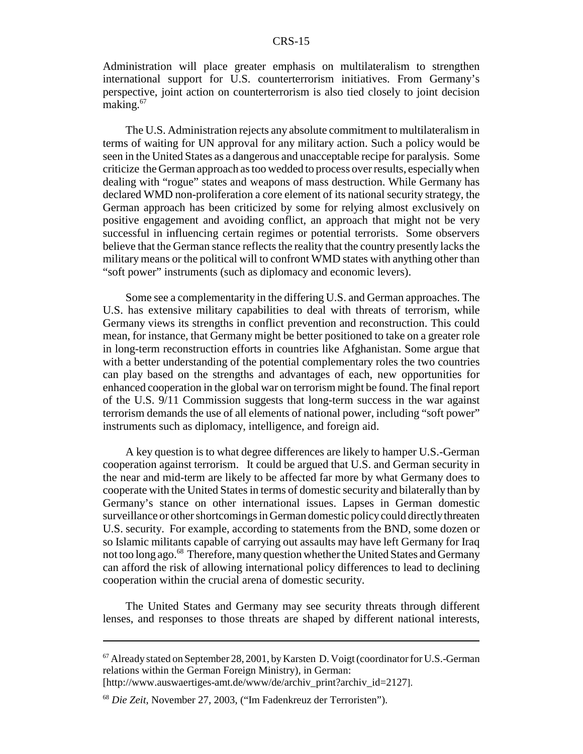Administration will place greater emphasis on multilateralism to strengthen international support for U.S. counterterrorism initiatives. From Germany's perspective, joint action on counterterrorism is also tied closely to joint decision making.[67]

The U.S. Administration rejects any absolute commitment to multilateralism in terms of waiting for UN approval for any military action. Such a policy would be seen in the United States as a dangerous and unacceptable recipe for paralysis. Some criticize the German approach as too wedded to process over results, especially when dealing with "rogue" states and weapons of mass destruction. While Germany has declared WMD non-proliferation a core element of its national security strategy, the German approach has been criticized by some for relying almost exclusively on positive engagement and avoiding conflict, an approach that might not be very successful in influencing certain regimes or potential terrorists. Some observers believe that the German stance reflects the reality that the country presently lacks the military means or the political will to confront WMD states with anything other than "soft power" instruments (such as diplomacy and economic levers).

Some see a complementarity in the differing U.S. and German approaches. The U.S. has extensive military capabilities to deal with threats of terrorism, while Germany views its strengths in conflict prevention and reconstruction. This could mean, for instance, that Germany might be better positioned to take on a greater role in long-term reconstruction efforts in countries like Afghanistan. Some argue that with a better understanding of the potential complementary roles the two countries can play based on the strengths and advantages of each, new opportunities for enhanced cooperation in the global war on terrorism might be found. The final report of the U.S. 9/11 Commission suggests that long-term success in the war against terrorism demands the use of all elements of national power, including "soft power" instruments such as diplomacy, intelligence, and foreign aid.

A key question is to what degree differences are likely to hamper U.S.-German cooperation against terrorism. It could be argued that U.S. and German security in the near and mid-term are likely to be affected far more by what Germany does to cooperate with the United States in terms of domestic security and bilaterally than by Germany's stance on other international issues. Lapses in German domestic surveillance or other shortcomings in German domestic policy could directly threaten U.S. security. For example, according to statements from the BND, some dozen or so Islamic militants capable of carrying out assaults may have left Germany for Iraq not too long ago.[68] Therefore, many question whether the United States and Germany can afford the risk of allowing international policy differences to lead to declining cooperation within the crucial arena of domestic security.

The United States and Germany may see security threats through different lenses, and responses to those threats are shaped by different national interests,

---

[67] Already stated on September 28, 2001, by Karsten D. Voigt (coordinator for U.S.-German relations within the German Foreign Ministry), in German: [http://www.auswaertiges-amt.de/www/de/archiv_print?archiv_id=2127].

[68] *Die Zeit*, November 27, 2003, ("Im Fadenkreuz der Terroristen").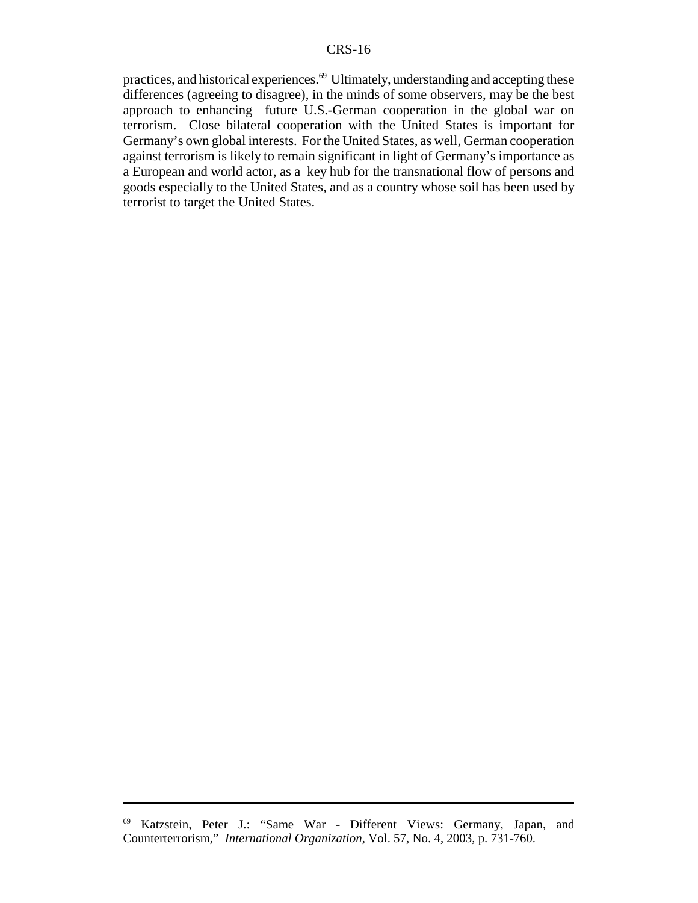practices, and historical experiences.[69] Ultimately, understanding and accepting these differences (agreeing to disagree), in the minds of some observers, may be the best approach to enhancing future U.S.-German cooperation in the global war on terrorism. Close bilateral cooperation with the United States is important for Germany's own global interests. For the United States, as well, German cooperation against terrorism is likely to remain significant in light of Germany's importance as a European and world actor, as a key hub for the transnational flow of persons and goods especially to the United States, and as a country whose soil has been used by terrorist to target the United States.

---

[69] Katzstein, Peter J.: "Same War - Different Views: Germany, Japan, and Counterterrorism," *International Organization*, Vol. 57, No. 4, 2003, p. 731-760.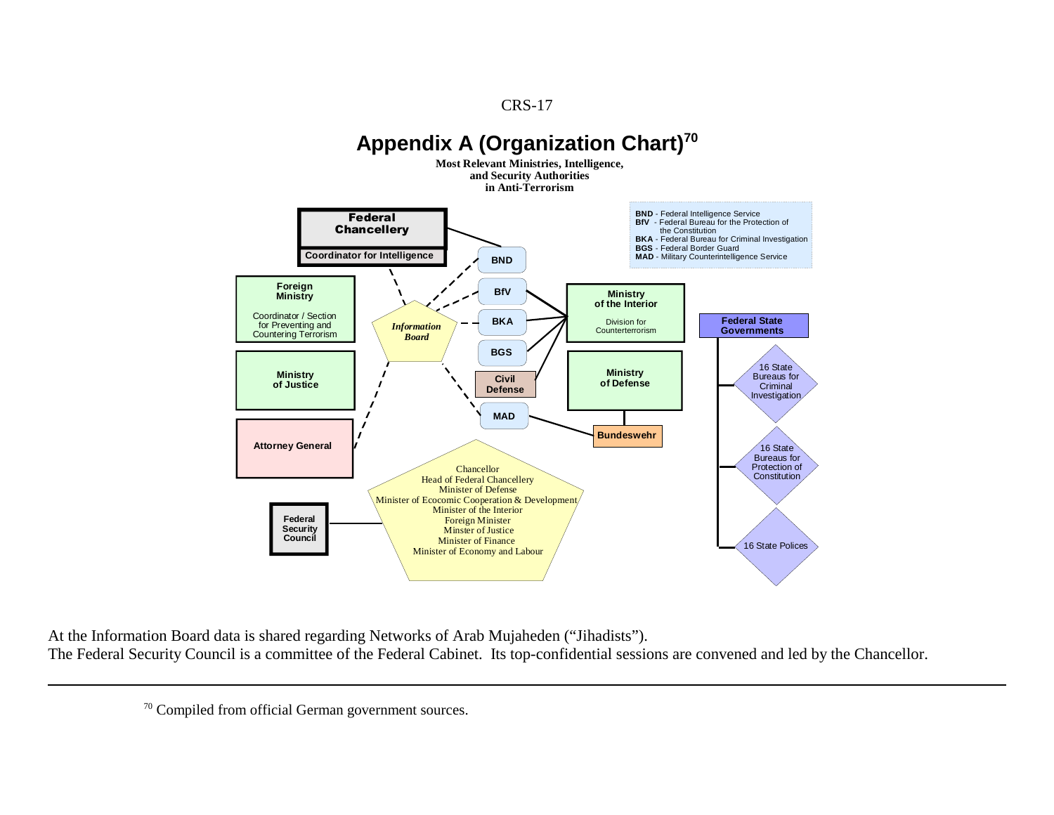# Appendix A (Organization Chart)[70]

**Most Relevant Ministries, Intelligence, and Security Authorities in Anti-Terrorism**

**BND** - Federal Intelligence Service
**BfV** - Federal Bureau for the Protection of the Constitution
**BKA** - Federal Bureau for Criminal Investigation
**BGS** - Federal Border Guard
**MAD** - Military Counterintelligence Service

**Federal Chancellery**
**Coordinator for Intelligence**

**Foreign Ministry**
Coordinator / Section for Preventing and Countering Terrorism

**Ministry of Justice**

**Attorney General**

***Information Board***

**BND**
**BfV**
**BKA**
**BGS**
**Civil Defense**
**MAD**

**Ministry of the Interior**
Division for Counterterrorism

**Ministry of Defense**

**Bundeswehr**

**Federal State Governments**
- 16 State Bureaus for Criminal Investigation
- 16 State Bureaus for Protection of Constitution
- 16 State Polices

**Federal Security Council**
- Chancellor
- Head of Federal Chancellery
- Minister of Defense
- Minister of Ecocomic Cooperation & Development
- Minister of the Interior
- Foreign Minister
- Minster of Justice
- Minister of Finance
- Minister of Economy and Labour

At the Information Board data is shared regarding Networks of Arab Mujaheden ("Jihadists").
The Federal Security Council is a committee of the Federal Cabinet. Its top-confidential sessions are convened and led by the Chancellor.

---

[70] Compiled from official German government sources.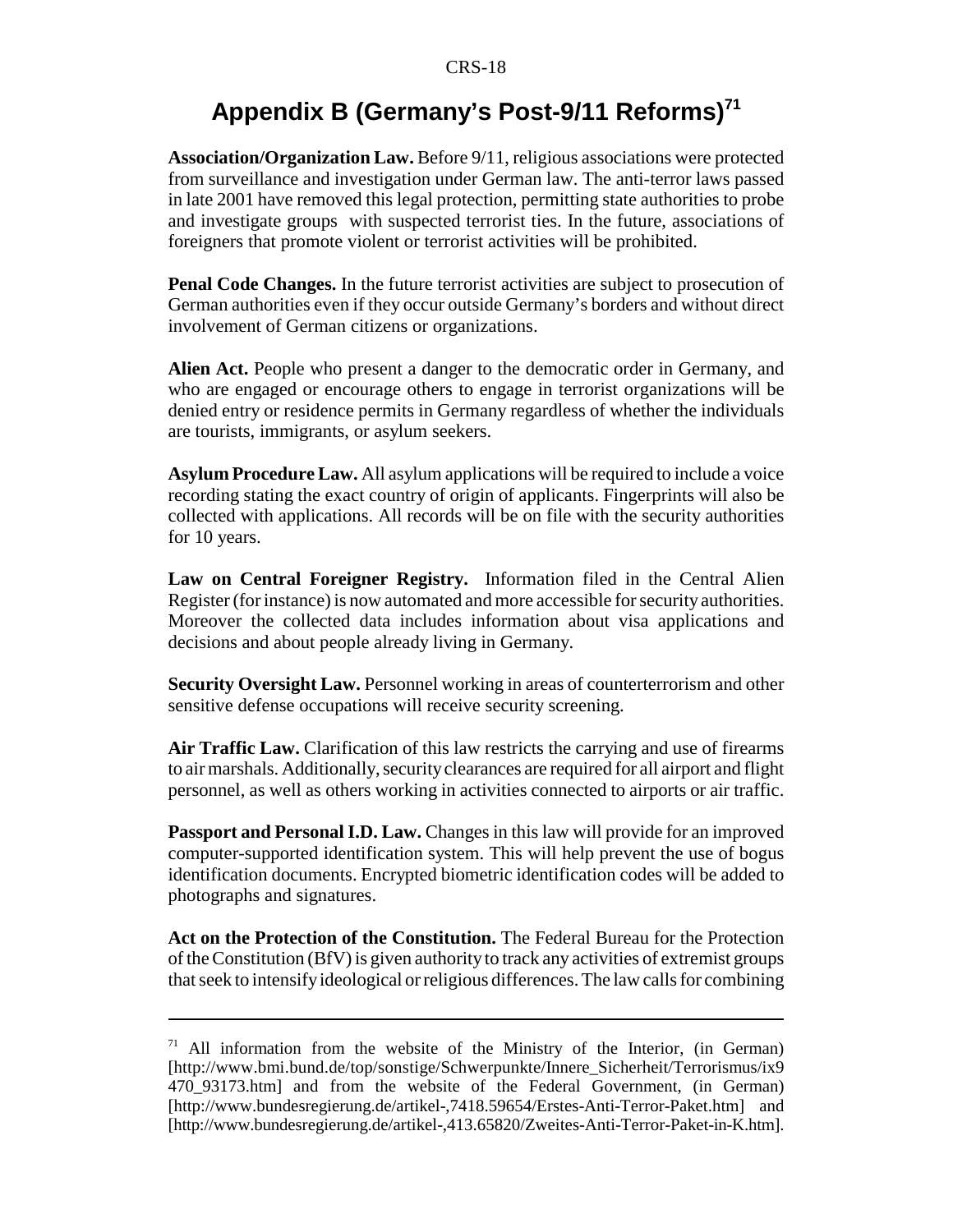# Appendix B (Germany's Post-9/11 Reforms)[71]

**Association/Organization Law.** Before 9/11, religious associations were protected from surveillance and investigation under German law. The anti-terror laws passed in late 2001 have removed this legal protection, permitting state authorities to probe and investigate groups with suspected terrorist ties. In the future, associations of foreigners that promote violent or terrorist activities will be prohibited.

**Penal Code Changes.** In the future terrorist activities are subject to prosecution of German authorities even if they occur outside Germany's borders and without direct involvement of German citizens or organizations.

**Alien Act.** People who present a danger to the democratic order in Germany, and who are engaged or encourage others to engage in terrorist organizations will be denied entry or residence permits in Germany regardless of whether the individuals are tourists, immigrants, or asylum seekers.

**Asylum Procedure Law.** All asylum applications will be required to include a voice recording stating the exact country of origin of applicants. Fingerprints will also be collected with applications. All records will be on file with the security authorities for 10 years.

**Law on Central Foreigner Registry.** Information filed in the Central Alien Register (for instance) is now automated and more accessible for security authorities. Moreover the collected data includes information about visa applications and decisions and about people already living in Germany.

**Security Oversight Law.** Personnel working in areas of counterterrorism and other sensitive defense occupations will receive security screening.

**Air Traffic Law.** Clarification of this law restricts the carrying and use of firearms to air marshals. Additionally, security clearances are required for all airport and flight personnel, as well as others working in activities connected to airports or air traffic.

**Passport and Personal I.D. Law.** Changes in this law will provide for an improved computer-supported identification system. This will help prevent the use of bogus identification documents. Encrypted biometric identification codes will be added to photographs and signatures.

**Act on the Protection of the Constitution.** The Federal Bureau for the Protection of the Constitution (BfV) is given authority to track any activities of extremist groups that seek to intensify ideological or religious differences. The law calls for combining

---

[71] All information from the website of the Ministry of the Interior, (in German) [http://www.bmi.bund.de/top/sonstige/Schwerpunkte/Innere_Sicherheit/Terrorismus/ix9470_93173.htm] and from the website of the Federal Government, (in German) [http://www.bundesregierung.de/artikel-,7418.59654/Erstes-Anti-Terror-Paket.htm] and [http://www.bundesregierung.de/artikel-,413.65820/Zweites-Anti-Terror-Paket-in-K.htm].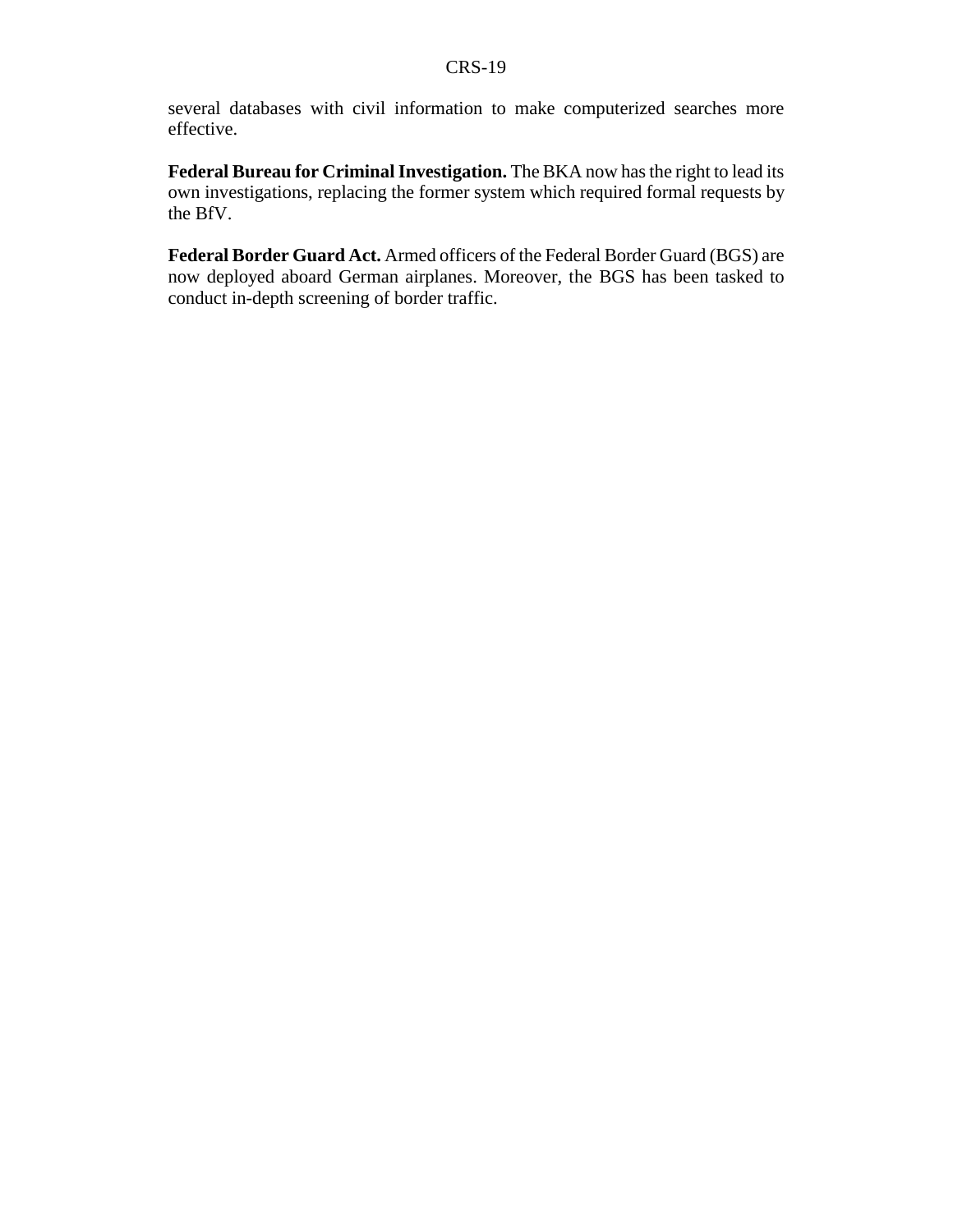several databases with civil information to make computerized searches more effective.

**Federal Bureau for Criminal Investigation.** The BKA now has the right to lead its own investigations, replacing the former system which required formal requests by the BfV.

**Federal Border Guard Act.** Armed officers of the Federal Border Guard (BGS) are now deployed aboard German airplanes. Moreover, the BGS has been tasked to conduct in-depth screening of border traffic.